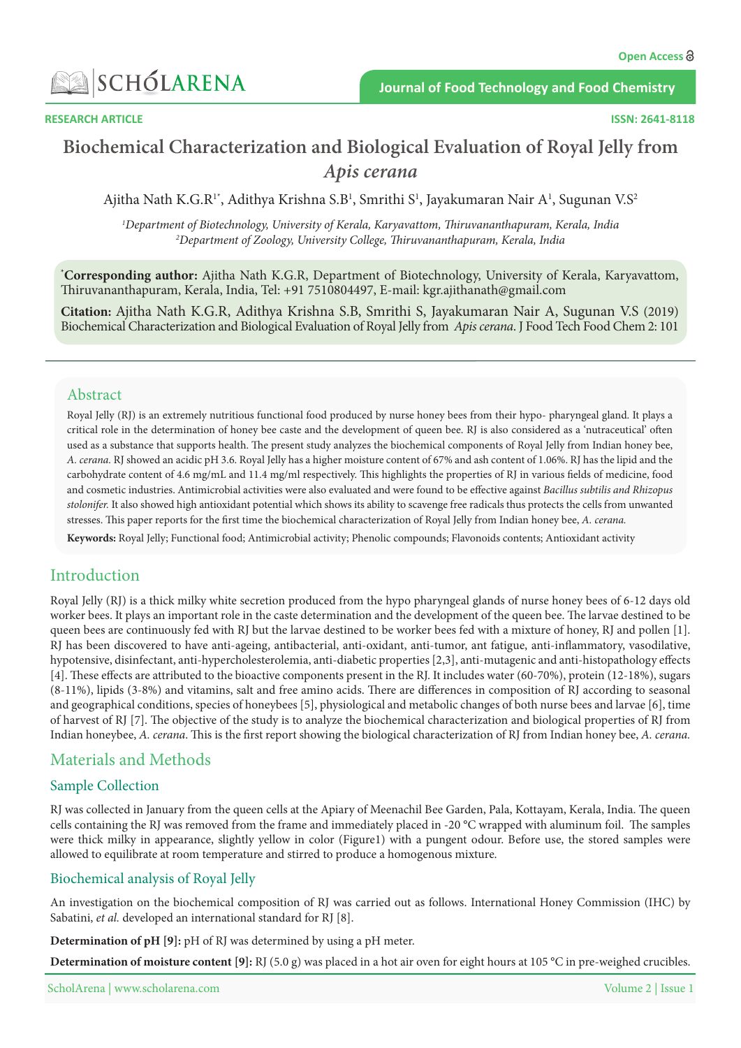RESEARCH ARTICLE

# Biochemical Characterization and Biological Evaluation of Royal Jelly from *Apis cerana*

Ajitha Nath K.G.R[1*], Adithya Krishna S.B[1], Smrithi S[1], Jayakumaran Nair A[1], Sugunan V.S[2]

[1]*Department of Biotechnology, University of Kerala, Karyavattom, Thiruvananthapuram, Kerala, India*
[2]*Department of Zoology, University College, Thiruvananthapuram, Kerala, India*

**\*Corresponding author:** Ajitha Nath K.G.R, Department of Biotechnology, University of Kerala, Karyavattom, Thiruvananthapuram, Kerala, India, Tel: +91 7510804497, E-mail: kgr.ajithanath@gmail.com

**Citation:** Ajitha Nath K.G.R, Adithya Krishna S.B, Smrithi S, Jayakumaran Nair A, Sugunan V.S (2019) Biochemical Characterization and Biological Evaluation of Royal Jelly from *Apis cerana*. J Food Tech Food Chem 2: 101

## Abstract

Royal Jelly (RJ) is an extremely nutritious functional food produced by nurse honey bees from their hypo- pharyngeal gland. It plays a critical role in the determination of honey bee caste and the development of queen bee. RJ is also considered as a 'nutraceutical' often used as a substance that supports health. The present study analyzes the biochemical components of Royal Jelly from Indian honey bee, *A. cerana*. RJ showed an acidic pH 3.6. Royal Jelly has a higher moisture content of 67% and ash content of 1.06%. RJ has the lipid and the carbohydrate content of 4.6 mg/mL and 11.4 mg/ml respectively. This highlights the properties of RJ in various fields of medicine, food and cosmetic industries. Antimicrobial activities were also evaluated and were found to be effective against *Bacillus subtilis and Rhizopus stolonifer.* It also showed high antioxidant potential which shows its ability to scavenge free radicals thus protects the cells from unwanted stresses. This paper reports for the first time the biochemical characterization of Royal Jelly from Indian honey bee, *A. cerana.*

**Keywords:** Royal Jelly; Functional food; Antimicrobial activity; Phenolic compounds; Flavonoids contents; Antioxidant activity

## Introduction

Royal Jelly (RJ) is a thick milky white secretion produced from the hypo pharyngeal glands of nurse honey bees of 6-12 days old worker bees. It plays an important role in the caste determination and the development of the queen bee. The larvae destined to be queen bees are continuously fed with RJ but the larvae destined to be worker bees fed with a mixture of honey, RJ and pollen [1]. RJ has been discovered to have anti-ageing, antibacterial, anti-oxidant, anti-tumor, ant fatigue, anti-inflammatory, vasodilative, hypotensive, disinfectant, anti-hypercholesterolemia, anti-diabetic properties [2,3], anti-mutagenic and anti-histopathology effects [4]. These effects are attributed to the bioactive components present in the RJ. It includes water (60-70%), protein (12-18%), sugars (8-11%), lipids (3-8%) and vitamins, salt and free amino acids. There are differences in composition of RJ according to seasonal and geographical conditions, species of honeybees [5], physiological and metabolic changes of both nurse bees and larvae [6], time of harvest of RJ [7]. The objective of the study is to analyze the biochemical characterization and biological properties of RJ from Indian honeybee, *A. cerana*. This is the first report showing the biological characterization of RJ from Indian honey bee, *A. cerana.*

## Materials and Methods

### Sample Collection

RJ was collected in January from the queen cells at the Apiary of Meenachil Bee Garden, Pala, Kottayam, Kerala, India. The queen cells containing the RJ was removed from the frame and immediately placed in -20 °C wrapped with aluminum foil. The samples were thick milky in appearance, slightly yellow in color (Figure1) with a pungent odour. Before use, the stored samples were allowed to equilibrate at room temperature and stirred to produce a homogenous mixture.

### Biochemical analysis of Royal Jelly

An investigation on the biochemical composition of RJ was carried out as follows. International Honey Commission (IHC) by Sabatini, *et al.* developed an international standard for RJ [8].

**Determination of pH [9]:** pH of RJ was determined by using a pH meter.

**Determination of moisture content [9]:** RJ (5.0 g) was placed in a hot air oven for eight hours at 105 °C in pre-weighed crucibles.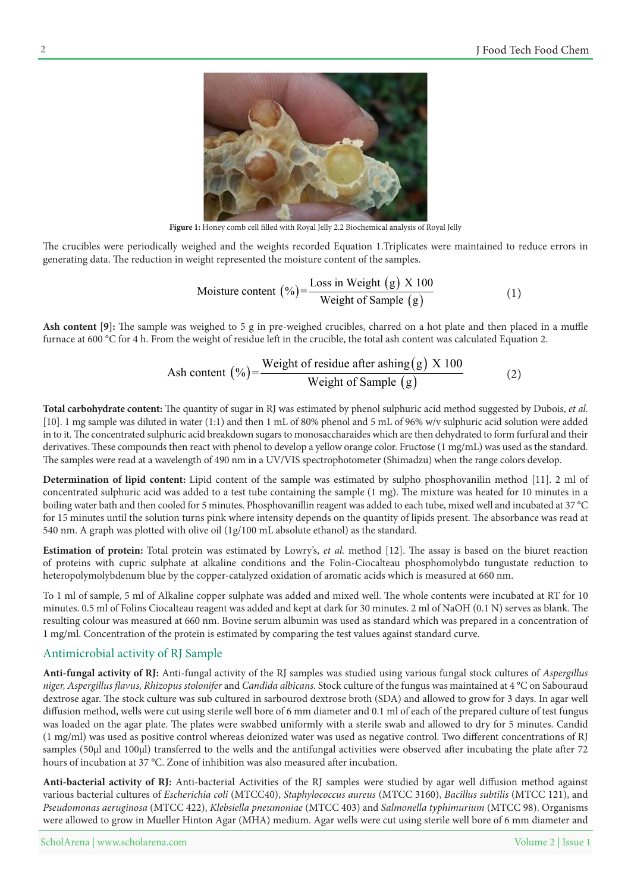**Figure 1:** Honey comb cell filled with Royal Jelly 2.2 Biochemical analysis of Royal Jelly

The crucibles were periodically weighed and the weights recorded Equation 1.Triplicates were maintained to reduce errors in generating data. The reduction in weight represented the moisture content of the samples.

$$\text{Moisture content } (\%) = \frac{\text{Loss in Weight } (\text{g}) \text{ X } 100}{\text{Weight of Sample } (\text{g})} \quad (1)$$

**Ash content [9]:** The sample was weighed to 5 g in pre-weighed crucibles, charred on a hot plate and then placed in a muffle furnace at 600 °C for 4 h. From the weight of residue left in the crucible, the total ash content was calculated Equation 2.

$$\text{Ash content } (\%) = \frac{\text{Weight of residue after ashing} (\text{g}) \text{ X } 100}{\text{Weight of Sample } (\text{g})} \quad (2)$$

**Total carbohydrate content:** The quantity of sugar in RJ was estimated by phenol sulphuric acid method suggested by Dubois, *et al*. [10]. 1 mg sample was diluted in water (1:1) and then 1 mL of 80% phenol and 5 mL of 96% w/v sulphuric acid solution were added in to it. The concentrated sulphuric acid breakdown sugars to monosaccharaides which are then dehydrated to form furfural and their derivatives. These compounds then react with phenol to develop a yellow orange color. Fructose (1 mg/mL) was used as the standard. The samples were read at a wavelength of 490 nm in a UV/VIS spectrophotometer (Shimadzu) when the range colors develop.

**Determination of lipid content:** Lipid content of the sample was estimated by sulpho phosphovanilin method [11]. 2 ml of concentrated sulphuric acid was added to a test tube containing the sample (1 mg). The mixture was heated for 10 minutes in a boiling water bath and then cooled for 5 minutes. Phosphovanillin reagent was added to each tube, mixed well and incubated at 37 °C for 15 minutes until the solution turns pink where intensity depends on the quantity of lipids present. The absorbance was read at 540 nm. A graph was plotted with olive oil (1g/100 mL absolute ethanol) as the standard.

**Estimation of protein:** Total protein was estimated by Lowry's, *et al.* method [12]. The assay is based on the biuret reaction of proteins with cupric sulphate at alkaline conditions and the Folin-Ciocalteau phosphomolybdo tungustate reduction to heteropolymolybdenum blue by the copper-catalyzed oxidation of aromatic acids which is measured at 660 nm.

To 1 ml of sample, 5 ml of Alkaline copper sulphate was added and mixed well. The whole contents were incubated at RT for 10 minutes. 0.5 ml of Folins Ciocalteau reagent was added and kept at dark for 30 minutes. 2 ml of NaOH (0.1 N) serves as blank. The resulting colour was measured at 660 nm. Bovine serum albumin was used as standard which was prepared in a concentration of 1 mg/ml. Concentration of the protein is estimated by comparing the test values against standard curve.

## Antimicrobial activity of RJ Sample

**Anti-fungal activity of RJ:** Anti-fungal activity of the RJ samples was studied using various fungal stock cultures of *Aspergillus niger, Aspergillus flavus, Rhizopus stolonifer* and *Candida albicans*. Stock culture of the fungus was maintained at 4 °C on Sabouraud dextrose agar. The stock culture was sub cultured in sarbourod dextrose broth (SDA) and allowed to grow for 3 days. In agar well diffusion method, wells were cut using sterile well bore of 6 mm diameter and 0.1 ml of each of the prepared culture of test fungus was loaded on the agar plate. The plates were swabbed uniformly with a sterile swab and allowed to dry for 5 minutes. Candid (1 mg/ml) was used as positive control whereas deionized water was used as negative control. Two different concentrations of RJ samples (50μl and 100μl) transferred to the wells and the antifungal activities were observed after incubating the plate after 72 hours of incubation at 37 °C. Zone of inhibition was also measured after incubation.

**Anti-bacterial activity of RJ:** Anti-bacterial Activities of the RJ samples were studied by agar well diffusion method against various bacterial cultures of *Escherichia coli* (MTCC40), *Staphylococcus aureus* (MTCC 3160), *Bacillus subtilis* (MTCC 121), and *Pseudomonas aeruginosa* (MTCC 422), *Klebsiella pneumoniae* (MTCC 403) and *Salmonella typhimurium* (MTCC 98). Organisms were allowed to grow in Mueller Hinton Agar (MHA) medium. Agar wells were cut using sterile well bore of 6 mm diameter and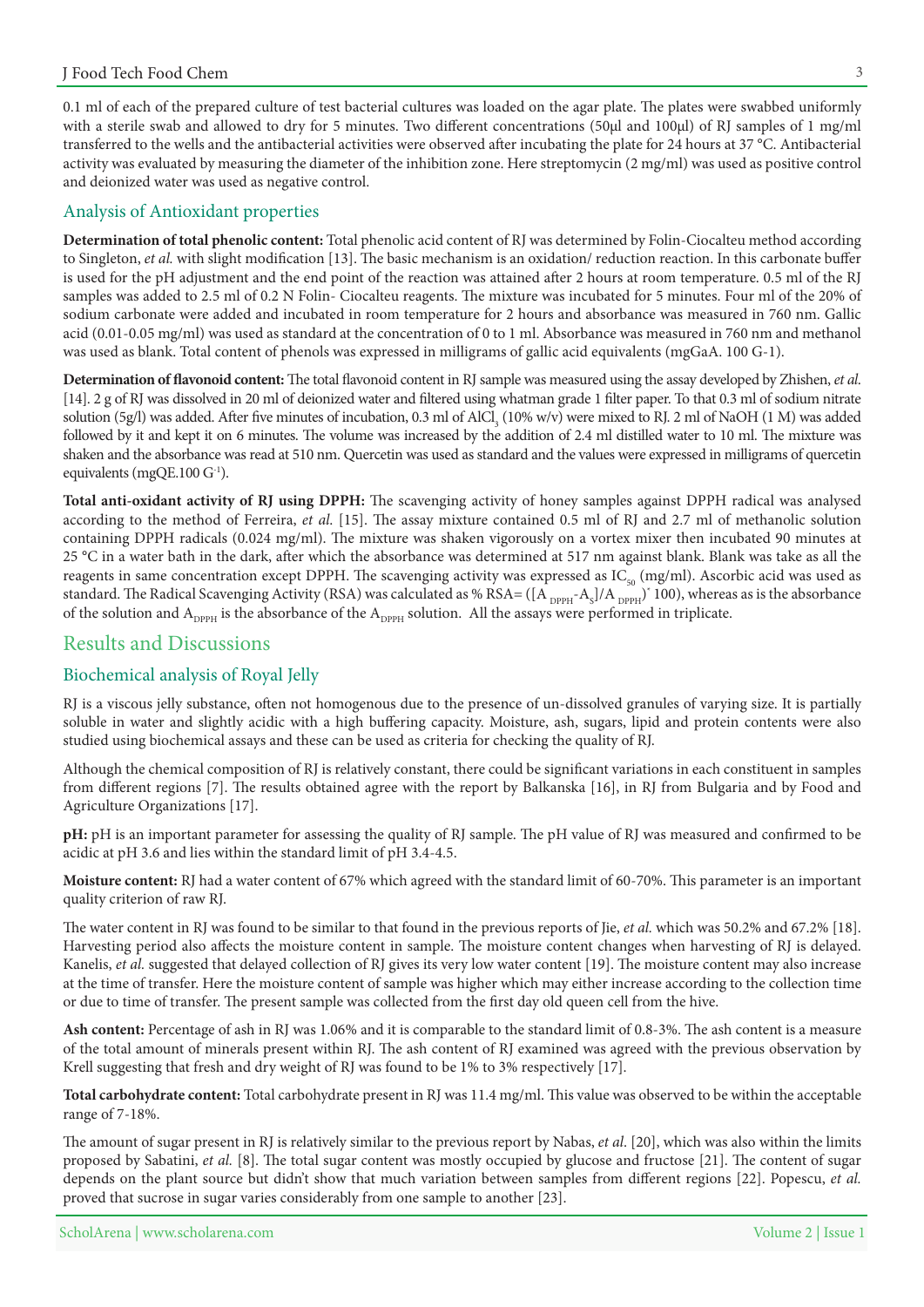0.1 ml of each of the prepared culture of test bacterial cultures was loaded on the agar plate. The plates were swabbed uniformly with a sterile swab and allowed to dry for 5 minutes. Two different concentrations (50µl and 100µl) of RJ samples of 1 mg/ml transferred to the wells and the antibacterial activities were observed after incubating the plate for 24 hours at 37 °C. Antibacterial activity was evaluated by measuring the diameter of the inhibition zone. Here streptomycin (2 mg/ml) was used as positive control and deionized water was used as negative control.

## Analysis of Antioxidant properties

**Determination of total phenolic content:** Total phenolic acid content of RJ was determined by Folin-Ciocalteu method according to Singleton, *et al.* with slight modification [13]. The basic mechanism is an oxidation/ reduction reaction. In this carbonate buffer is used for the pH adjustment and the end point of the reaction was attained after 2 hours at room temperature. 0.5 ml of the RJ samples was added to 2.5 ml of 0.2 N Folin- Ciocalteu reagents. The mixture was incubated for 5 minutes. Four ml of the 20% of sodium carbonate were added and incubated in room temperature for 2 hours and absorbance was measured in 760 nm. Gallic acid (0.01-0.05 mg/ml) was used as standard at the concentration of 0 to 1 ml. Absorbance was measured in 760 nm and methanol was used as blank. Total content of phenols was expressed in milligrams of gallic acid equivalents (mgGaA. 100 G-1).

**Determination of flavonoid content:** The total flavonoid content in RJ sample was measured using the assay developed by Zhishen, *et al.* [14]. 2 g of RJ was dissolved in 20 ml of deionized water and filtered using whatman grade 1 filter paper. To that 0.3 ml of sodium nitrate solution (5g/l) was added. After five minutes of incubation, 0.3 ml of $AlCl_3$ (10% w/v) were mixed to RJ. 2 ml of NaOH (1 M) was added followed by it and kept it on 6 minutes. The volume was increased by the addition of 2.4 ml distilled water to 10 ml. The mixture was shaken and the absorbance was read at 510 nm. Quercetin was used as standard and the values were expressed in milligrams of quercetin equivalents (mgQE.100 $G^{-1}$).

**Total anti-oxidant activity of RJ using DPPH:** The scavenging activity of honey samples against DPPH radical was analysed according to the method of Ferreira, *et al.* [15]. The assay mixture contained 0.5 ml of RJ and 2.7 ml of methanolic solution containing DPPH radicals (0.024 mg/ml). The mixture was shaken vigorously on a vortex mixer then incubated 90 minutes at 25 °C in a water bath in the dark, after which the absorbance was determined at 517 nm against blank. Blank was take as all the reagents in same concentration except DPPH. The scavenging activity was expressed as $IC_{50}$ (mg/ml). Ascorbic acid was used as standard. The Radical Scavenging Activity (RSA) was calculated as % RSA= $([A_{DPPH}-A_S]/A_{DPPH})^* 100$), whereas as is the absorbance of the solution and $A_{DPPH}$ is the absorbance of the $A_{DPPH}$ solution. All the assays were performed in triplicate.

# Results and Discussions

## Biochemical analysis of Royal Jelly

RJ is a viscous jelly substance, often not homogenous due to the presence of un-dissolved granules of varying size. It is partially soluble in water and slightly acidic with a high buffering capacity. Moisture, ash, sugars, lipid and protein contents were also studied using biochemical assays and these can be used as criteria for checking the quality of RJ.

Although the chemical composition of RJ is relatively constant, there could be significant variations in each constituent in samples from different regions [7]. The results obtained agree with the report by Balkanska [16], in RJ from Bulgaria and by Food and Agriculture Organizations [17].

**pH:** pH is an important parameter for assessing the quality of RJ sample. The pH value of RJ was measured and confirmed to be acidic at pH 3.6 and lies within the standard limit of pH 3.4-4.5.

**Moisture content:** RJ had a water content of 67% which agreed with the standard limit of 60-70%. This parameter is an important quality criterion of raw RJ.

The water content in RJ was found to be similar to that found in the previous reports of Jie, *et al.* which was 50.2% and 67.2% [18]. Harvesting period also affects the moisture content in sample. The moisture content changes when harvesting of RJ is delayed. Kanelis, *et al.* suggested that delayed collection of RJ gives its very low water content [19]. The moisture content may also increase at the time of transfer. Here the moisture content of sample was higher which may either increase according to the collection time or due to time of transfer. The present sample was collected from the first day old queen cell from the hive.

**Ash content:** Percentage of ash in RJ was 1.06% and it is comparable to the standard limit of 0.8-3%. The ash content is a measure of the total amount of minerals present within RJ. The ash content of RJ examined was agreed with the previous observation by Krell suggesting that fresh and dry weight of RJ was found to be 1% to 3% respectively [17].

**Total carbohydrate content:** Total carbohydrate present in RJ was 11.4 mg/ml. This value was observed to be within the acceptable range of 7-18%.

The amount of sugar present in RJ is relatively similar to the previous report by Nabas, *et al.* [20], which was also within the limits proposed by Sabatini, *et al.* [8]. The total sugar content was mostly occupied by glucose and fructose [21]. The content of sugar depends on the plant source but didn't show that much variation between samples from different regions [22]. Popescu, *et al.* proved that sucrose in sugar varies considerably from one sample to another [23].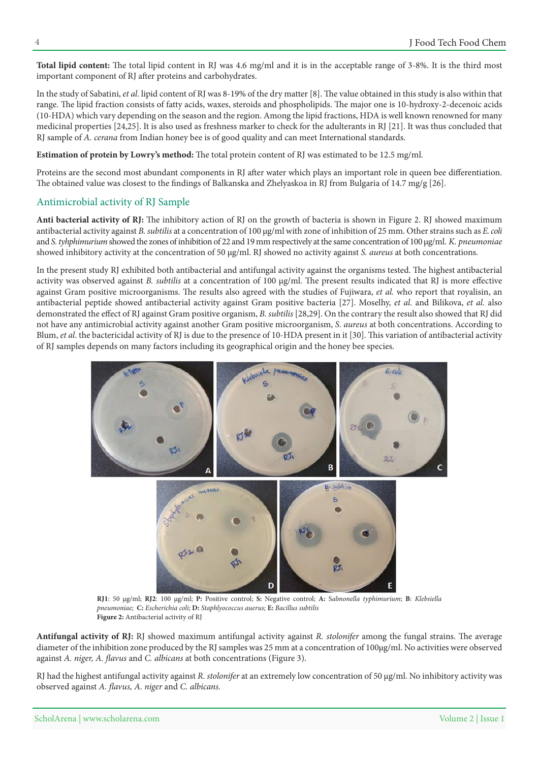**Total lipid content:** The total lipid content in RJ was 4.6 mg/ml and it is in the acceptable range of 3-8%. It is the third most important component of RJ after proteins and carbohydrates.

In the study of Sabatini, *et al.* lipid content of RJ was 8-19% of the dry matter [8]. The value obtained in this study is also within that range. The lipid fraction consists of fatty acids, waxes, steroids and phospholipids. The major one is 10-hydroxy-2-decenoic acids (10-HDA) which vary depending on the season and the region. Among the lipid fractions, HDA is well known renowned for many medicinal properties [24,25]. It is also used as freshness marker to check for the adulterants in RJ [21]. It was thus concluded that RJ sample of *A. cerana* from Indian honey bee is of good quality and can meet International standards.

**Estimation of protein by Lowry's method:** The total protein content of RJ was estimated to be 12.5 mg/ml.

Proteins are the second most abundant components in RJ after water which plays an important role in queen bee differentiation. The obtained value was closest to the findings of Balkanska and Zhelyaskoa in RJ from Bulgaria of 14.7 mg/g [26].

## Antimicrobial activity of RJ Sample

**Anti bacterial activity of RJ:** The inhibitory action of RJ on the growth of bacteria is shown in Figure 2. RJ showed maximum antibacterial activity against *B. subtilis* at a concentration of 100 μg/ml with zone of inhibition of 25 mm. Other strains such as *E. coli* and *S. tyhphimurium* showed the zones of inhibition of 22 and 19 mm respectively at the same concentration of 100 μg/ml. *K. pneumoniae* showed inhibitory activity at the concentration of 50 μg/ml. RJ showed no activity against *S. aureus* at both concentrations.

In the present study RJ exhibited both antibacterial and antifungal activity against the organisms tested. The highest antibacterial activity was observed against *B. subtilis* at a concentration of 100 μg/ml. The present results indicated that RJ is more effective against Gram positive microorganisms. The results also agreed with the studies of Fujiwara, *et al.* who report that royalisin, an antibacterial peptide showed antibacterial activity against Gram positive bacteria [27]. Moselhy, *et al.* and Bilikova, *et al.* also demonstrated the effect of RJ against Gram positive organism, *B. subtilis* [28,29]. On the contrary the result also showed that RJ did not have any antimicrobial activity against another Gram positive microorganism, *S. aureus* at both concentrations. According to Blum, *et al*. the bactericidal activity of RJ is due to the presence of 10-HDA present in it [30]. This variation of antibacterial activity of RJ samples depends on many factors including its geographical origin and the honey bee species.

**RJ1**: 50 μg/ml; **RJ2**: 100 μg/ml; **P:** Positive control; **S:** Negative control; **A:** *Salmonella typhimurium*; **B**: *Klebsiella pneumoniae*; **C:** *Escherichia coli;* **D:** *Staphlyococcus auerus;* **E:** *Bacillus subtilis*

**Figure 2:** Antibacterial activity of RJ

**Antifungal activity of RJ:** RJ showed maximum antifungal activity against *R. stolonifer* among the fungal strains. The average diameter of the inhibition zone produced by the RJ samples was 25 mm at a concentration of 100μg/ml. No activities were observed against *A. niger, A. flavus* and *C. albicans* at both concentrations (Figure 3).

RJ had the highest antifungal activity against *R. stolonifer* at an extremely low concentration of 50 μg/ml. No inhibitory activity was observed against *A. flavus, A. niger* and *C. albicans.*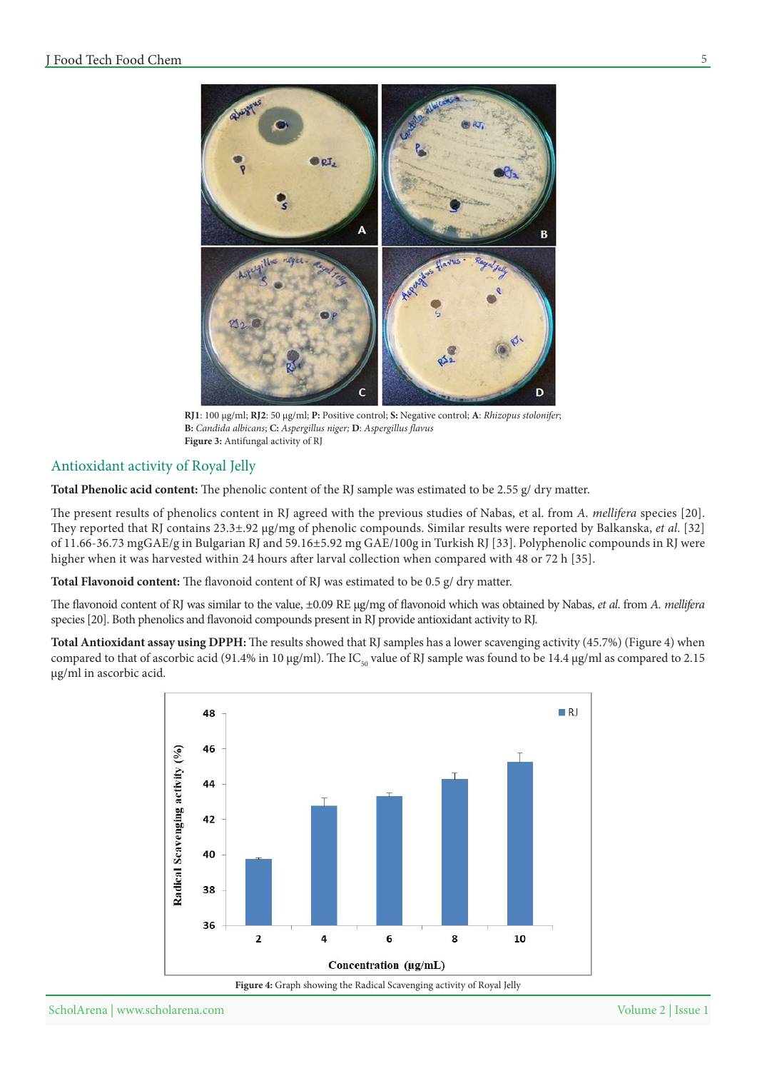RJ1: 100 µg/ml; **RJ2**: 50 µg/ml; **P:** Positive control; **S:** Negative control; **A**: *Rhizopus stolonifer*; **B:** *Candida albicans*; **C:** *Aspergillus niger;* **D**: *Aspergillus flavus*

**Figure 3:** Antifungal activity of RJ

## Antioxidant activity of Royal Jelly

**Total Phenolic acid content:** The phenolic content of the RJ sample was estimated to be 2.55 g/ dry matter.

The present results of phenolics content in RJ agreed with the previous studies of Nabas, et al. from *A. mellifera* species [20]. They reported that RJ contains 23.3±.92 µg/mg of phenolic compounds. Similar results were reported by Balkanska, *et al.* [32] of 11.66-36.73 mgGAE/g in Bulgarian RJ and 59.16±5.92 mg GAE/100g in Turkish RJ [33]. Polyphenolic compounds in RJ were higher when it was harvested within 24 hours after larval collection when compared with 48 or 72 h [35].

**Total Flavonoid content:** The flavonoid content of RJ was estimated to be 0.5 g/ dry matter.

The flavonoid content of RJ was similar to the value, ±0.09 RE µg/mg of flavonoid which was obtained by Nabas, *et al.* from *A. mellifera* species [20]. Both phenolics and flavonoid compounds present in RJ provide antioxidant activity to RJ.

**Total Antioxidant assay using DPPH:** The results showed that RJ samples has a lower scavenging activity (45.7%) (Figure 4) when compared to that of ascorbic acid (91.4% in 10 µg/ml). The $IC_{50}$ value of RJ sample was found to be 14.4 µg/ml as compared to 2.15 µg/ml in ascorbic acid.

**Figure 4:** Graph showing the Radical Scavenging activity of Royal Jelly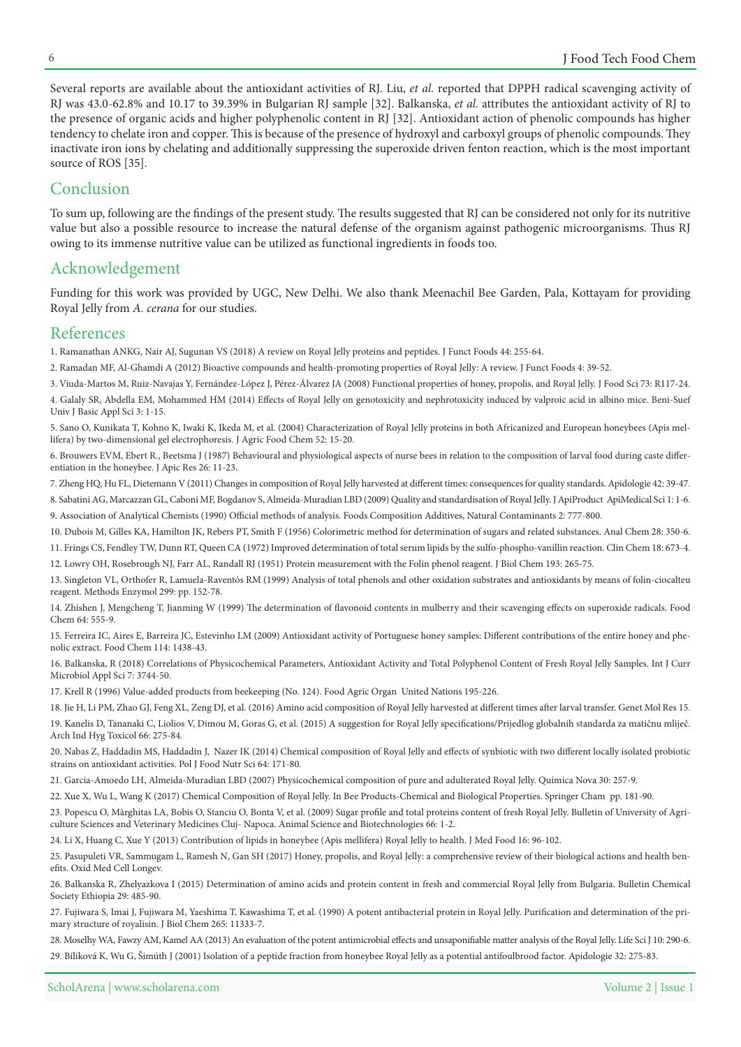Several reports are available about the antioxidant activities of RJ. Liu, *et al.* reported that DPPH radical scavenging activity of RJ was 43.0-62.8% and 10.17 to 39.39% in Bulgarian RJ sample [32]. Balkanska, *et al.* attributes the antioxidant activity of RJ to the presence of organic acids and higher polyphenolic content in RJ [32]. Antioxidant action of phenolic compounds has higher tendency to chelate iron and copper. This is because of the presence of hydroxyl and carboxyl groups of phenolic compounds. They inactivate iron ions by chelating and additionally suppressing the superoxide driven fenton reaction, which is the most important source of ROS [35].

## Conclusion

To sum up, following are the findings of the present study. The results suggested that RJ can be considered not only for its nutritive value but also a possible resource to increase the natural defense of the organism against pathogenic microorganisms. Thus RJ owing to its immense nutritive value can be utilized as functional ingredients in foods too.

## Acknowledgement

Funding for this work was provided by UGC, New Delhi. We also thank Meenachil Bee Garden, Pala, Kottayam for providing Royal Jelly from *A. cerana* for our studies.

## References

1. Ramanathan ANKG, Nair AJ, Sugunan VS (2018) A review on Royal Jelly proteins and peptides. J Funct Foods 44: 255-64.
2. Ramadan MF, Al-Ghamdi A (2012) Bioactive compounds and health-promoting properties of Royal Jelly: A review. J Funct Foods 4: 39-52.
3. Viuda-Martos M, Ruiz-Navajas Y, Fernández-López J, Pérez-Álvarez JA (2008) Functional properties of honey, propolis, and Royal Jelly. J Food Sci 73: R117-24.
4. Galaly SR, Abdella EM, Mohammed HM (2014) Effects of Royal Jelly on genotoxicity and nephrotoxicity induced by valproic acid in albino mice. Beni-Suef Univ J Basic Appl Sci 3: 1-15.
5. Sano O, Kunikata T, Kohno K, Iwaki K, Ikeda M, et al. (2004) Characterization of Royal Jelly proteins in both Africanized and European honeybees (Apis mellifera) by two-dimensional gel electrophoresis. J Agric Food Chem 52: 15-20.
6. Brouwers EVM, Ebert R., Beetsma J (1987) Behavioural and physiological aspects of nurse bees in relation to the composition of larval food during caste differentiation in the honeybee. J Apic Res 26: 11-23.
7. Zheng HQ, Hu FL, Dietemann V (2011) Changes in composition of Royal Jelly harvested at different times: consequences for quality standards. Apidologie 42: 39-47.
8. Sabatini AG, Marcazzan GL, Caboni MF, Bogdanov S, Almeida-Muradian LBD (2009) Quality and standardisation of Royal Jelly. J ApiProduct ApiMedical Sci 1: 1-6.
9. Association of Analytical Chemists (1990) Official methods of analysis. Foods Composition Additives, Natural Contaminants 2: 777-800.
10. Dubois M, Gilles KA, Hamilton JK, Rebers PT, Smith F (1956) Colorimetric method for determination of sugars and related substances. Anal Chem 28: 350-6.
11. Frings CS, Fendley TW, Dunn RT, Queen CA (1972) Improved determination of total serum lipids by the sulfo-phospho-vanillin reaction. Clin Chem 18: 673-4.
12. Lowry OH, Rosebrough NJ, Farr AL, Randall RJ (1951) Protein measurement with the Folin phenol reagent. J Biol Chem 193: 265-75.
13. Singleton VL, Orthofer R, Lamuela-Raventós RM (1999) Analysis of total phenols and other oxidation substrates and antioxidants by means of folin-ciocalteu reagent. Methods Enzymol 299: pp. 152-78.
14. Zhishen J, Mengcheng T, Jianming W (1999) The determination of flavonoid contents in mulberry and their scavenging effects on superoxide radicals. Food Chem 64: 555-9.
15. Ferreira IC, Aires E, Barreira JC, Estevinho LM (2009) Antioxidant activity of Portuguese honey samples: Different contributions of the entire honey and phenolic extract. Food Chem 114: 1438-43.
16. Balkanska, R (2018) Correlations of Physicochemical Parameters, Antioxidant Activity and Total Polyphenol Content of Fresh Royal Jelly Samples. Int J Curr Microbiol Appl Sci 7: 3744-50.
17. Krell R (1996) Value-added products from beekeeping (No. 124). Food Agric Organ United Nations 195-226.
18. Jie H, Li PM, Zhao GJ, Feng XL, Zeng DJ, et al. (2016) Amino acid composition of Royal Jelly harvested at different times after larval transfer. Genet Mol Res 15.
19. Kanelis D, Tananaki C, Liolios V, Dimou M, Goras G, et al. (2015) A suggestion for Royal Jelly specifications/Prijedlog globalnih standarda za matičnu mliječ. Arch Ind Hyg Toxicol 66: 275-84.
20. Nabas Z, Haddadin MS, Haddadin J, Nazer IK (2014) Chemical composition of Royal Jelly and effects of synbiotic with two different locally isolated probiotic strains on antioxidant activities. Pol J Food Nutr Sci 64: 171-80.
21. Garcia-Amoedo LH, Almeida-Muradian LBD (2007) Physicochemical composition of pure and adulterated Royal Jelly. Química Nova 30: 257-9.
22. Xue X, Wu L, Wang K (2017) Chemical Composition of Royal Jelly. In Bee Products-Chemical and Biological Properties. Springer Cham pp. 181-90.
23. Popescu O, Mărghitas LA, Bobis O, Stanciu O, Bonta V, et al. (2009) Sugar profile and total proteins content of fresh Royal Jelly. Bulletin of University of Agriculture Sciences and Veterinary Medicines Cluj- Napoca. Animal Science and Biotechnologies 66: 1-2.
24. Li X, Huang C, Xue Y (2013) Contribution of lipids in honeybee (Apis mellifera) Royal Jelly to health. J Med Food 16: 96-102.
25. Pasupuleti VR, Sammugam L, Ramesh N, Gan SH (2017) Honey, propolis, and Royal Jelly: a comprehensive review of their biological actions and health benefits. Oxid Med Cell Longev.
26. Balkanska R, Zhelyazkova I (2015) Determination of amino acids and protein content in fresh and commercial Royal Jelly from Bulgaria. Bulletin Chemical Society Ethiopia 29: 485-90.
27. Fujiwara S, Imai J, Fujiwara M, Yaeshima T, Kawashima T, et al. (1990) A potent antibacterial protein in Royal Jelly. Purification and determination of the primary structure of royalisin. J Biol Chem 265: 11333-7.
28. Moselhy WA, Fawzy AM, Kamel AA (2013) An evaluation of the potent antimicrobial effects and unsaponifiable matter analysis of the Royal Jelly. Life Sci J 10: 290-6.
29. Bíliková K, Wu G, Šimúth J (2001) Isolation of a peptide fraction from honeybee Royal Jelly as a potential antifoulbrood factor. Apidologie 32: 275-83.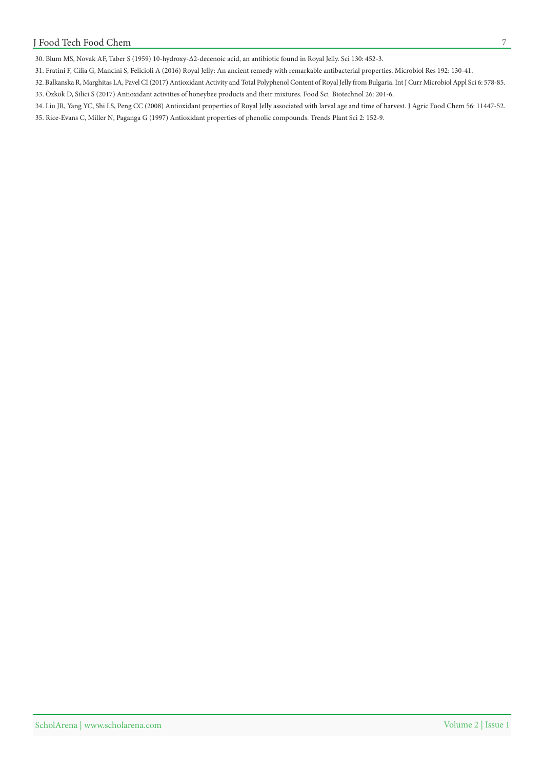30. Blum MS, Novak AF, Taber S (1959) 10-hydroxy-Δ2-decenoic acid, an antibiotic found in Royal Jelly. Sci 130: 452-3.

31. Fratini F, Cilia G, Mancini S, Felicioli A (2016) Royal Jelly: An ancient remedy with remarkable antibacterial properties. Microbiol Res 192: 130-41.

32. Balkanska R, Marghitas LA, Pavel CI (2017) Antioxidant Activity and Total Polyphenol Content of Royal Jelly from Bulgaria. Int J Curr Microbiol Appl Sci 6: 578-85.

33. Özkök D, Silici S (2017) Antioxidant activities of honeybee products and their mixtures. Food Sci Biotechnol 26: 201-6.

34. Liu JR, Yang YC, Shi LS, Peng CC (2008) Antioxidant properties of Royal Jelly associated with larval age and time of harvest. J Agric Food Chem 56: 11447-52.

35. Rice-Evans C, Miller N, Paganga G (1997) Antioxidant properties of phenolic compounds. Trends Plant Sci 2: 152-9.